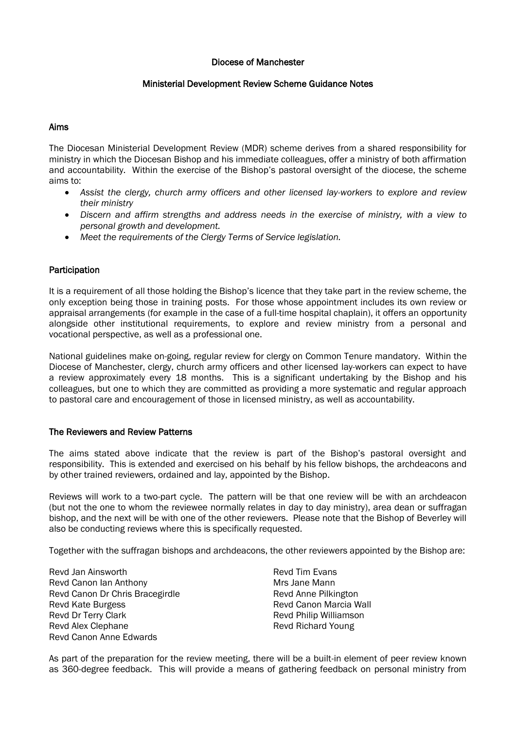# Diocese of Manchester

## Ministerial Development Review Scheme Guidance Notes

### Aims

The Diocesan Ministerial Development Review (MDR) scheme derives from a shared responsibility for ministry in which the Diocesan Bishop and his immediate colleagues, offer a ministry of both affirmation and accountability. Within the exercise of the Bishop's pastoral oversight of the diocese, the scheme aims to:

- *Assist the clergy, church army officers and other licensed lay-workers to explore and review their ministry*
- *Discern and affirm strengths and address needs in the exercise of ministry, with a view to personal growth and development.*
- *Meet the requirements of the Clergy Terms of Service legislation.*

### Participation

It is a requirement of all those holding the Bishop's licence that they take part in the review scheme, the only exception being those in training posts. For those whose appointment includes its own review or appraisal arrangements (for example in the case of a full-time hospital chaplain), it offers an opportunity alongside other institutional requirements, to explore and review ministry from a personal and vocational perspective, as well as a professional one.

National guidelines make on-going, regular review for clergy on Common Tenure mandatory. Within the Diocese of Manchester, clergy, church army officers and other licensed lay-workers can expect to have a review approximately every 18 months. This is a significant undertaking by the Bishop and his colleagues, but one to which they are committed as providing a more systematic and regular approach to pastoral care and encouragement of those in licensed ministry, as well as accountability.

### The Reviewers and Review Patterns

The aims stated above indicate that the review is part of the Bishop's pastoral oversight and responsibility. This is extended and exercised on his behalf by his fellow bishops, the archdeacons and by other trained reviewers, ordained and lay, appointed by the Bishop.

Reviews will work to a two-part cycle. The pattern will be that one review will be with an archdeacon (but not the one to whom the reviewee normally relates in day to day ministry), area dean or suffragan bishop, and the next will be with one of the other reviewers. Please note that the Bishop of Beverley will also be conducting reviews where this is specifically requested.

Together with the suffragan bishops and archdeacons, the other reviewers appointed by the Bishop are:

Revd Jan Ainsworth
Revd Canon Ian Anthony
Revd Canon Dr Chris Bracegirdle
Revd Kate Burgess
Revd Dr Terry Clark
Revd Alex Clephane
Revd Canon Anne Edwards
Revd Tim Evans
Mrs Jane Mann
Revd Anne Pilkington
Revd Canon Marcia Wall
Revd Philip Williamson
Revd Richard Young

As part of the preparation for the review meeting, there will be a built-in element of peer review known as 360-degree feedback. This will provide a means of gathering feedback on personal ministry from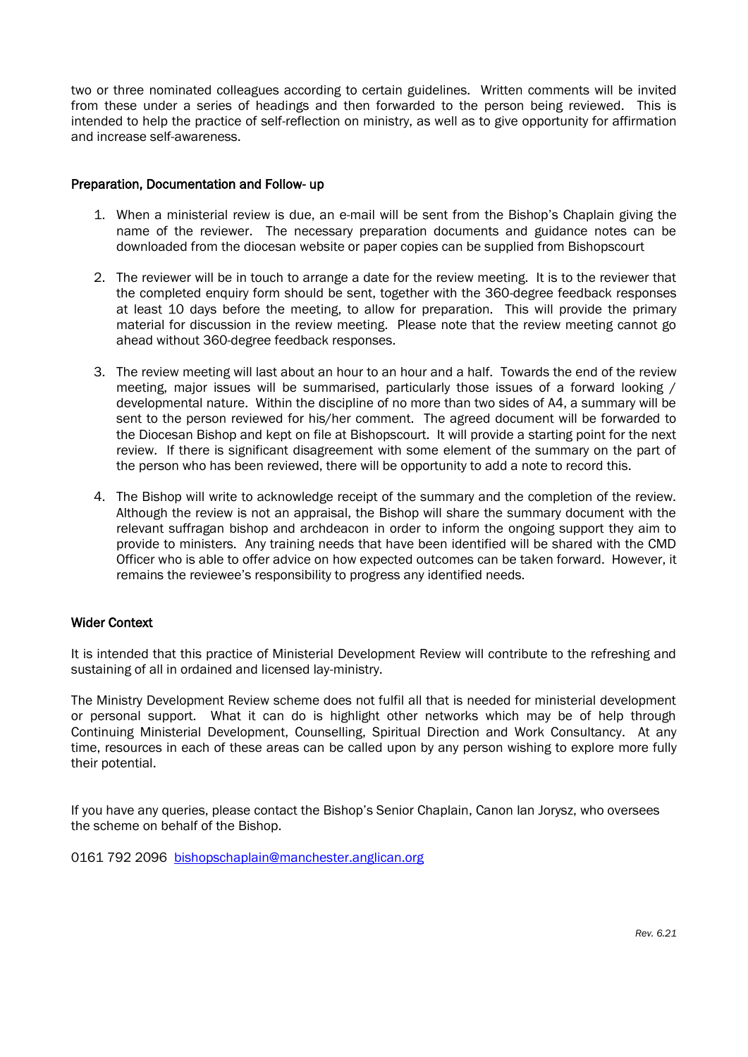two or three nominated colleagues according to certain guidelines. Written comments will be invited from these under a series of headings and then forwarded to the person being reviewed. This is intended to help the practice of self-reflection on ministry, as well as to give opportunity for affirmation and increase self-awareness.

### Preparation, Documentation and Follow- up

1. When a ministerial review is due, an e-mail will be sent from the Bishop's Chaplain giving the name of the reviewer. The necessary preparation documents and guidance notes can be downloaded from the diocesan website or paper copies can be supplied from Bishopscourt

2. The reviewer will be in touch to arrange a date for the review meeting. It is to the reviewer that the completed enquiry form should be sent, together with the 360-degree feedback responses at least 10 days before the meeting, to allow for preparation. This will provide the primary material for discussion in the review meeting. Please note that the review meeting cannot go ahead without 360-degree feedback responses.

3. The review meeting will last about an hour to an hour and a half. Towards the end of the review meeting, major issues will be summarised, particularly those issues of a forward looking / developmental nature. Within the discipline of no more than two sides of A4, a summary will be sent to the person reviewed for his/her comment. The agreed document will be forwarded to the Diocesan Bishop and kept on file at Bishopscourt. It will provide a starting point for the next review. If there is significant disagreement with some element of the summary on the part of the person who has been reviewed, there will be opportunity to add a note to record this.

4. The Bishop will write to acknowledge receipt of the summary and the completion of the review. Although the review is not an appraisal, the Bishop will share the summary document with the relevant suffragan bishop and archdeacon in order to inform the ongoing support they aim to provide to ministers. Any training needs that have been identified will be shared with the CMD Officer who is able to offer advice on how expected outcomes can be taken forward. However, it remains the reviewee's responsibility to progress any identified needs.

### Wider Context

It is intended that this practice of Ministerial Development Review will contribute to the refreshing and sustaining of all in ordained and licensed lay-ministry.

The Ministry Development Review scheme does not fulfil all that is needed for ministerial development or personal support. What it can do is highlight other networks which may be of help through Continuing Ministerial Development, Counselling, Spiritual Direction and Work Consultancy. At any time, resources in each of these areas can be called upon by any person wishing to explore more fully their potential.

If you have any queries, please contact the Bishop's Senior Chaplain, Canon Ian Jorysz, who oversees the scheme on behalf of the Bishop.

0161 792 2096 bishopschaplain@manchester.anglican.org

*Rev. 6.21*